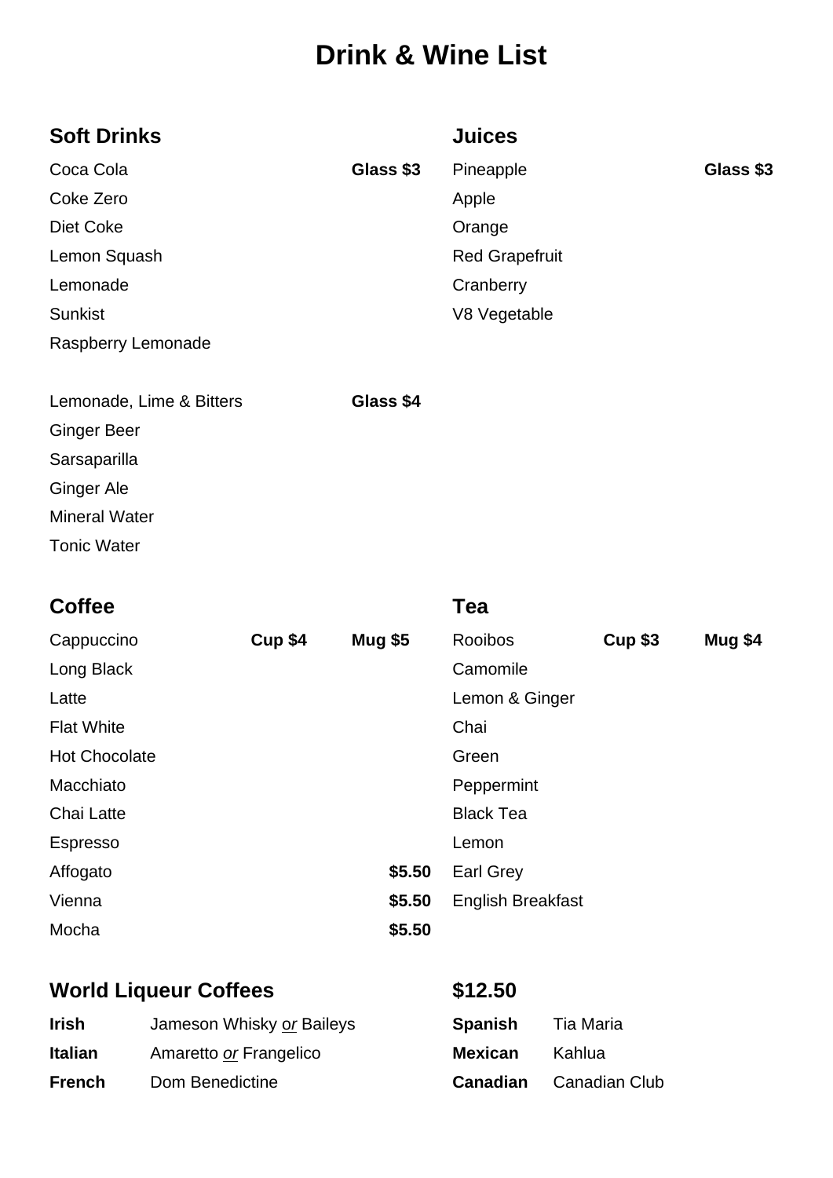# Drink & Wine List

## Soft Drinks

| Item | Price |
|---|---|
| Coca Cola | **Glass $3** |
| Coke Zero | |
| Diet Coke | |
| Lemon Squash | |
| Lemonade | |
| Sunkist | |
| Raspberry Lemonade | |

| Item | Price |
|---|---|
| Lemonade, Lime & Bitters | **Glass $4** |
| Ginger Beer | |
| Sarsaparilla | |
| Ginger Ale | |
| Mineral Water | |
| Tonic Water | |

## Juices

| Item | Price |
|---|---|
| Pineapple | **Glass $3** |
| Apple | |
| Orange | |
| Red Grapefruit | |
| Cranberry | |
| V8 Vegetable | |

## Coffee

| Item | Cup | Mug |
|---|---|---|
| Cappuccino | **Cup $4** | **Mug $5** |
| Long Black | | |
| Latte | | |
| Flat White | | |
| Hot Chocolate | | |
| Macchiato | | |
| Chai Latte | | |
| Espresso | | |
| Affogato | | **$5.50** |
| Vienna | | **$5.50** |
| Mocha | | **$5.50** |

## Tea

| Item | Cup | Mug |
|---|---|---|
| Rooibos | **Cup $3** | **Mug $4** |
| Camomile | | |
| Lemon & Ginger | | |
| Chai | | |
| Green | | |
| Peppermint | | |
| Black Tea | | |
| Lemon | | |
| Earl Grey | | |
| English Breakfast | | |

## World Liqueur Coffees $12.50

| | |
|---|---|
| **Irish** | Jameson Whisky *or* Baileys |
| **Italian** | Amaretto *or* Frangelico |
| **French** | Dom Benedictine |
| **Spanish** | Tia Maria |
| **Mexican** | Kahlua |
| **Canadian** | Canadian Club |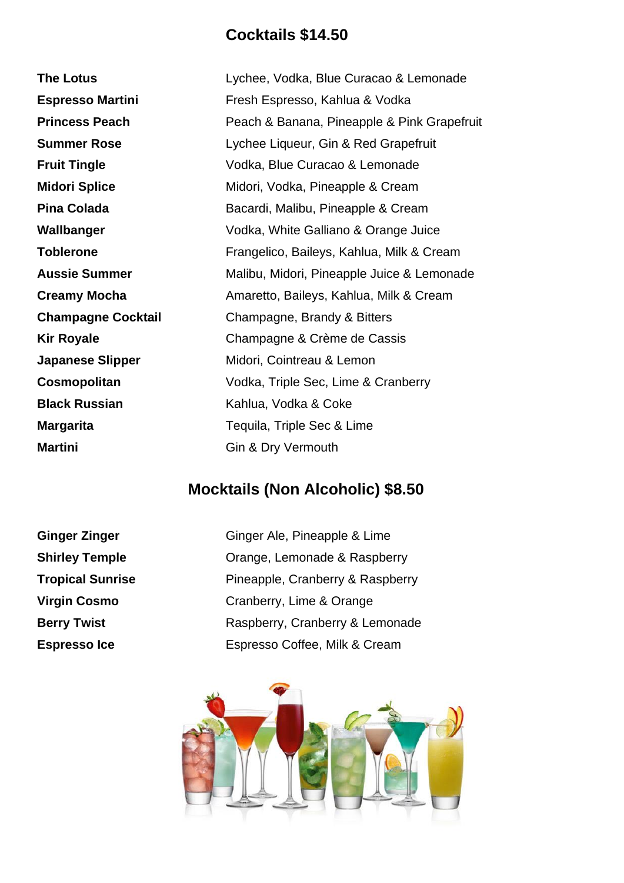## Cocktails $14.50

| | |
|---|---|
| **The Lotus** | Lychee, Vodka, Blue Curacao & Lemonade |
| **Espresso Martini** | Fresh Espresso, Kahlua & Vodka |
| **Princess Peach** | Peach & Banana, Pineapple & Pink Grapefruit |
| **Summer Rose** | Lychee Liqueur, Gin & Red Grapefruit |
| **Fruit Tingle** | Vodka, Blue Curacao & Lemonade |
| **Midori Splice** | Midori, Vodka, Pineapple & Cream |
| **Pina Colada** | Bacardi, Malibu, Pineapple & Cream |
| **Wallbanger** | Vodka, White Galliano & Orange Juice |
| **Toblerone** | Frangelico, Baileys, Kahlua, Milk & Cream |
| **Aussie Summer** | Malibu, Midori, Pineapple Juice & Lemonade |
| **Creamy Mocha** | Amaretto, Baileys, Kahlua, Milk & Cream |
| **Champagne Cocktail** | Champagne, Brandy & Bitters |
| **Kir Royale** | Champagne & Crème de Cassis |
| **Japanese Slipper** | Midori, Cointreau & Lemon |
| **Cosmopolitan** | Vodka, Triple Sec, Lime & Cranberry |
| **Black Russian** | Kahlua, Vodka & Coke |
| **Margarita** | Tequila, Triple Sec & Lime |
| **Martini** | Gin & Dry Vermouth |

## Mocktails (Non Alcoholic) $8.50

| | |
|---|---|
| **Ginger Zinger** | Ginger Ale, Pineapple & Lime |
| **Shirley Temple** | Orange, Lemonade & Raspberry |
| **Tropical Sunrise** | Pineapple, Cranberry & Raspberry |
| **Virgin Cosmo** | Cranberry, Lime & Orange |
| **Berry Twist** | Raspberry, Cranberry & Lemonade |
| **Espresso Ice** | Espresso Coffee, Milk & Cream |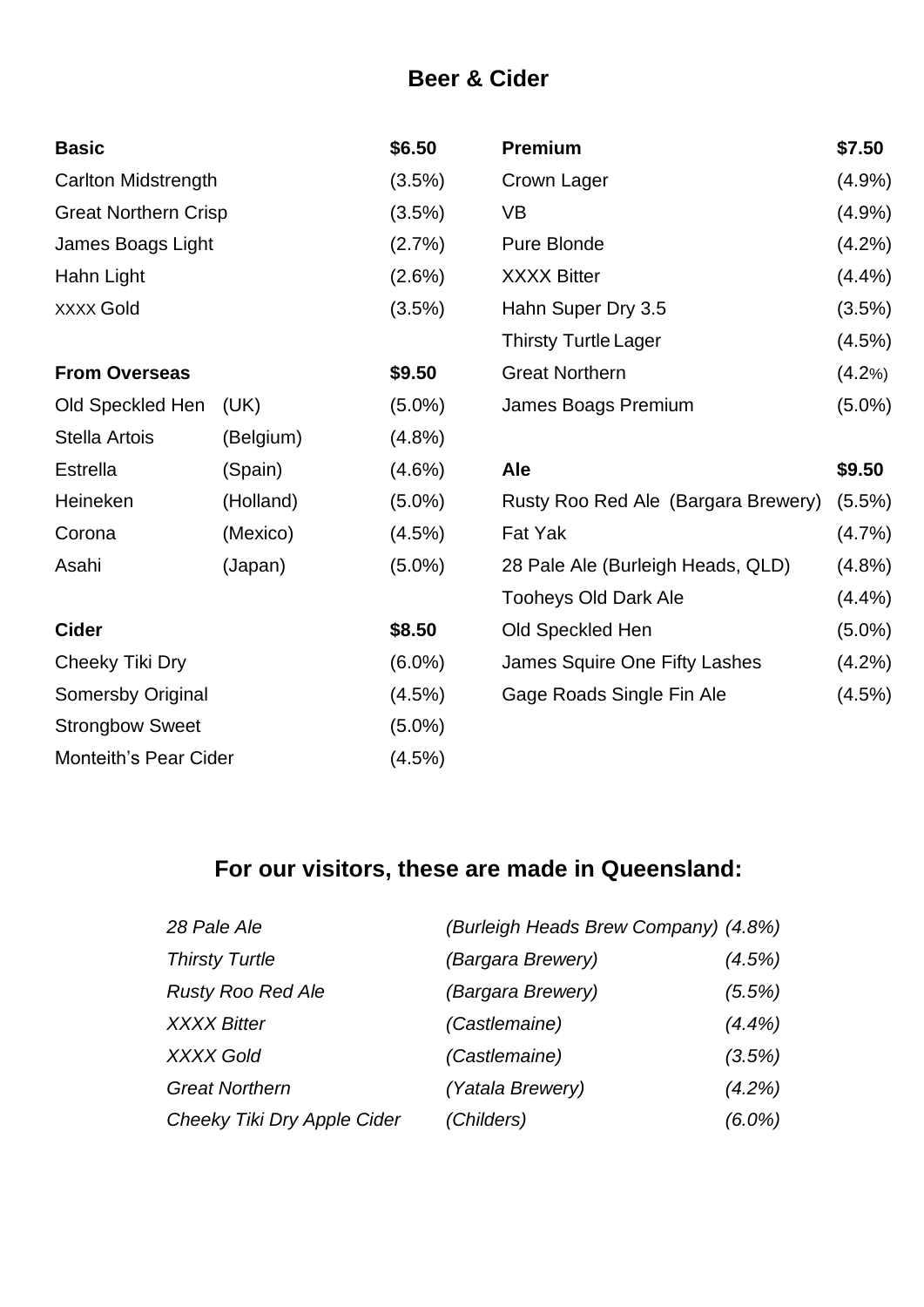## Beer & Cider

| **Basic** | | **$6.50** |
|---|---|---|
| Carlton Midstrength | | (3.5%) |
| Great Northern Crisp | | (3.5%) |
| James Boags Light | | (2.7%) |
| Hahn Light | | (2.6%) |
| XXXX Gold | | (3.5%) |

| **From Overseas** | | **$9.50** |
|---|---|---|
| Old Speckled Hen | (UK) | (5.0%) |
| Stella Artois | (Belgium) | (4.8%) |
| Estrella | (Spain) | (4.6%) |
| Heineken | (Holland) | (5.0%) |
| Corona | (Mexico) | (4.5%) |
| Asahi | (Japan) | (5.0%) |

| **Cider** | **$8.50** |
|---|---|
| Cheeky Tiki Dry | (6.0%) |
| Somersby Original | (4.5%) |
| Strongbow Sweet | (5.0%) |
| Monteith's Pear Cider | (4.5%) |

| **Premium** | **$7.50** |
|---|---|
| Crown Lager | (4.9%) |
| VB | (4.9%) |
| Pure Blonde | (4.2%) |
| XXXX Bitter | (4.4%) |
| Hahn Super Dry 3.5 | (3.5%) |
| Thirsty Turtle Lager | (4.5%) |
| Great Northern | (4.2%) |
| James Boags Premium | (5.0%) |

| **Ale** | **$9.50** |
|---|---|
| Rusty Roo Red Ale (Bargara Brewery) | (5.5%) |
| Fat Yak | (4.7%) |
| 28 Pale Ale (Burleigh Heads, QLD) | (4.8%) |
| Tooheys Old Dark Ale | (4.4%) |
| Old Speckled Hen | (5.0%) |
| James Squire One Fifty Lashes | (4.2%) |
| Gage Roads Single Fin Ale | (4.5%) |

## For our visitors, these are made in Queensland:

| | | |
|---|---|---|
| *28 Pale Ale* | *(Burleigh Heads Brew Company)* | *(4.8%)* |
| *Thirsty Turtle* | *(Bargara Brewery)* | *(4.5%)* |
| *Rusty Roo Red Ale* | *(Bargara Brewery)* | *(5.5%)* |
| *XXXX Bitter* | *(Castlemaine)* | *(4.4%)* |
| *XXXX Gold* | *(Castlemaine)* | *(3.5%)* |
| *Great Northern* | *(Yatala Brewery)* | *(4.2%)* |
| *Cheeky Tiki Dry Apple Cider* | *(Childers)* | *(6.0%)* |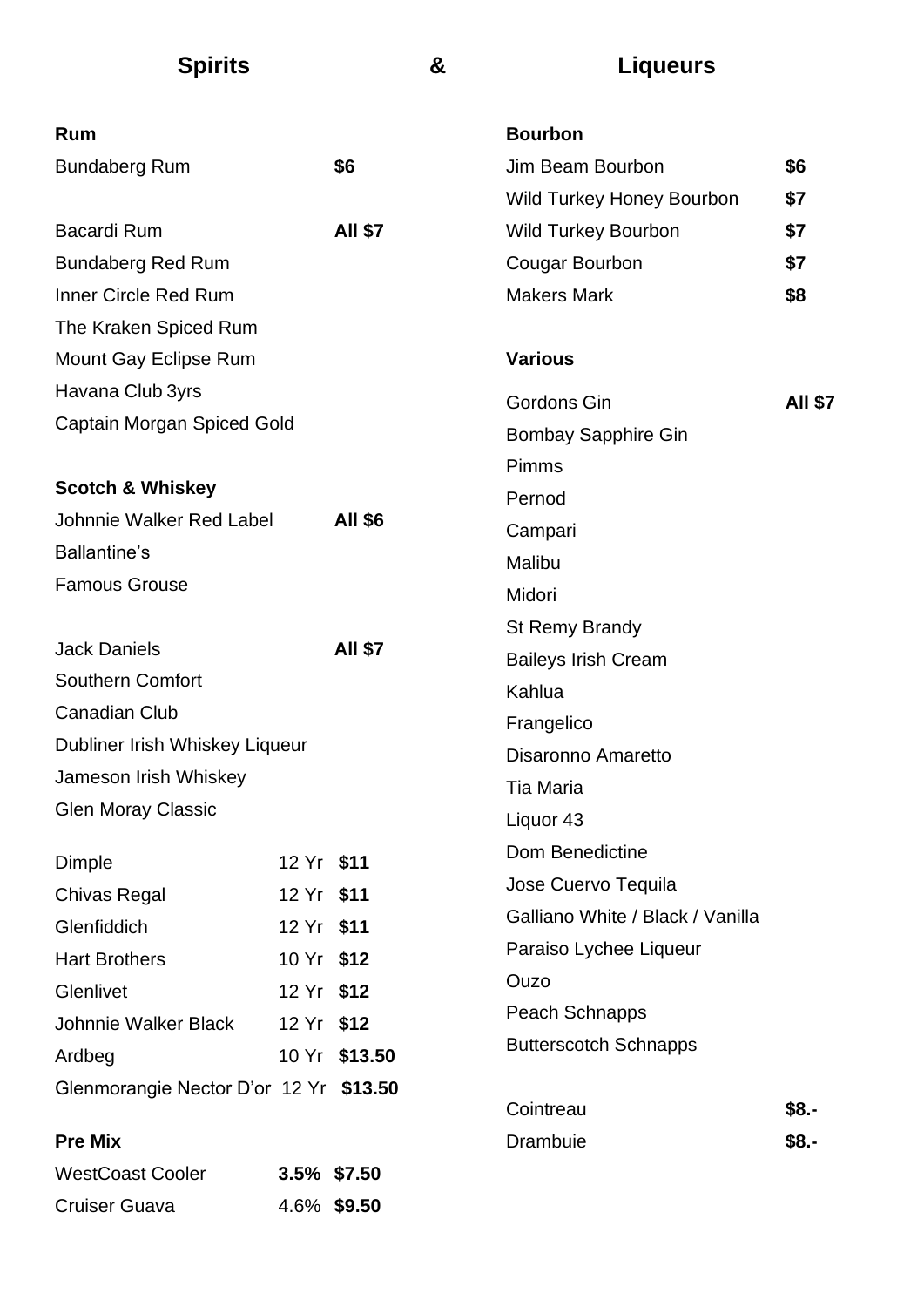# Spirits & Liqueurs

## Rum

| Item | Price |
|---|---|
| Bundaberg Rum | **$6** |

| Item | Price |
|---|---|
| Bacardi Rum | **All $7** |
| Bundaberg Red Rum | |
| Inner Circle Red Rum | |
| The Kraken Spiced Rum | |
| Mount Gay Eclipse Rum | |
| Havana Club 3yrs | |
| Captain Morgan Spiced Gold | |

## Scotch & Whiskey

| Item | Price |
|---|---|
| Johnnie Walker Red Label | **All $6** |
| Ballantine's | |
| Famous Grouse | |

| Item | Price |
|---|---|
| Jack Daniels | **All $7** |
| Southern Comfort | |
| Canadian Club | |
| Dubliner Irish Whiskey Liqueur | |
| Jameson Irish Whiskey | |
| Glen Moray Classic | |

| Item | Age | Price |
|---|---|---|
| Dimple | 12 Yr | **$11** |
| Chivas Regal | 12 Yr | **$11** |
| Glenfiddich | 12 Yr | **$11** |
| Hart Brothers | 10 Yr | **$12** |
| Glenlivet | 12 Yr | **$12** |
| Johnnie Walker Black | 12 Yr | **$12** |
| Ardbeg | 10 Yr | **$13.50** |
| Glenmorangie Nector D'or | 12 Yr | **$13.50** |

## Pre Mix

| Item | ABV | Price |
|---|---|---|
| WestCoast Cooler | **3.5%** | **$7.50** |
| Cruiser Guava | 4.6% | **$9.50** |

## Bourbon

| Item | Price |
|---|---|
| Jim Beam Bourbon | **$6** |
| Wild Turkey Honey Bourbon | **$7** |
| Wild Turkey Bourbon | **$7** |
| Cougar Bourbon | **$7** |
| Makers Mark | **$8** |

## Various

| Item | Price |
|---|---|
| Gordons Gin | **All $7** |
| Bombay Sapphire Gin | |
| Pimms | |
| Pernod | |
| Campari | |
| Malibu | |
| Midori | |
| St Remy Brandy | |
| Baileys Irish Cream | |
| Kahlua | |
| Frangelico | |
| Disaronno Amaretto | |
| Tia Maria | |
| Liquor 43 | |
| Dom Benedictine | |
| Jose Cuervo Tequila | |
| Galliano White / Black / Vanilla | |
| Paraiso Lychee Liqueur | |
| Ouzo | |
| Peach Schnapps | |
| Butterscotch Schnapps | |

| Item | Price |
|---|---|
| Cointreau | **$8.-** |
| Drambuie | **$8.-** |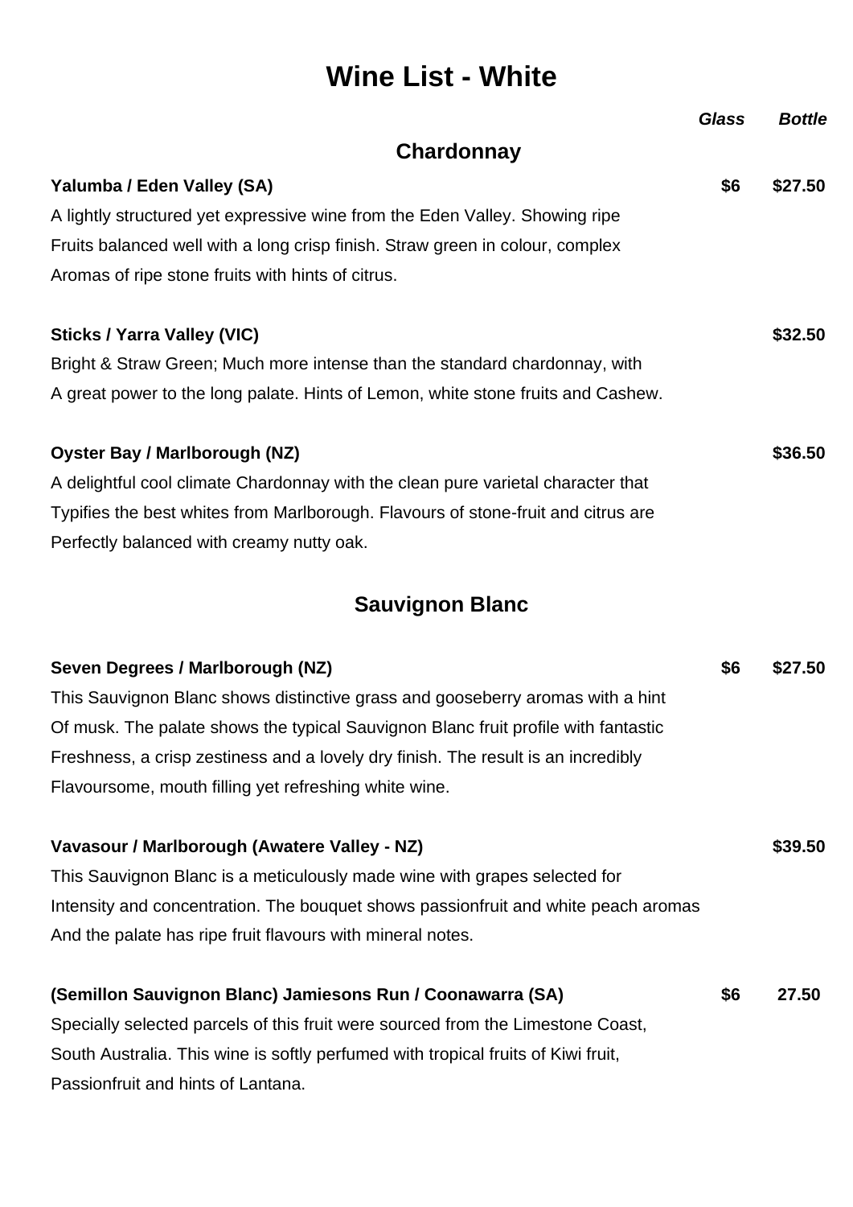# Wine List - White

*Glass* | *Bottle*

## Chardonnay

**Yalumba / Eden Valley (SA)** — **$6** | **$27.50**

A lightly structured yet expressive wine from the Eden Valley. Showing ripe Fruits balanced well with a long crisp finish. Straw green in colour, complex Aromas of ripe stone fruits with hints of citrus.

**Sticks / Yarra Valley (VIC)** — **$32.50**

Bright & Straw Green; Much more intense than the standard chardonnay, with A great power to the long palate. Hints of Lemon, white stone fruits and Cashew.

**Oyster Bay / Marlborough (NZ)** — **$36.50**

A delightful cool climate Chardonnay with the clean pure varietal character that Typifies the best whites from Marlborough. Flavours of stone-fruit and citrus are Perfectly balanced with creamy nutty oak.

## Sauvignon Blanc

**Seven Degrees / Marlborough (NZ)** — **$6** | **$27.50**

This Sauvignon Blanc shows distinctive grass and gooseberry aromas with a hint Of musk. The palate shows the typical Sauvignon Blanc fruit profile with fantastic Freshness, a crisp zestiness and a lovely dry finish. The result is an incredibly Flavoursome, mouth filling yet refreshing white wine.

**Vavasour / Marlborough (Awatere Valley - NZ)** — **$39.50**

This Sauvignon Blanc is a meticulously made wine with grapes selected for Intensity and concentration. The bouquet shows passionfruit and white peach aromas And the palate has ripe fruit flavours with mineral notes.

**(Semillon Sauvignon Blanc) Jamiesons Run / Coonawarra (SA)** — **$6** | **27.50**

Specially selected parcels of this fruit were sourced from the Limestone Coast, South Australia. This wine is softly perfumed with tropical fruits of Kiwi fruit, Passionfruit and hints of Lantana.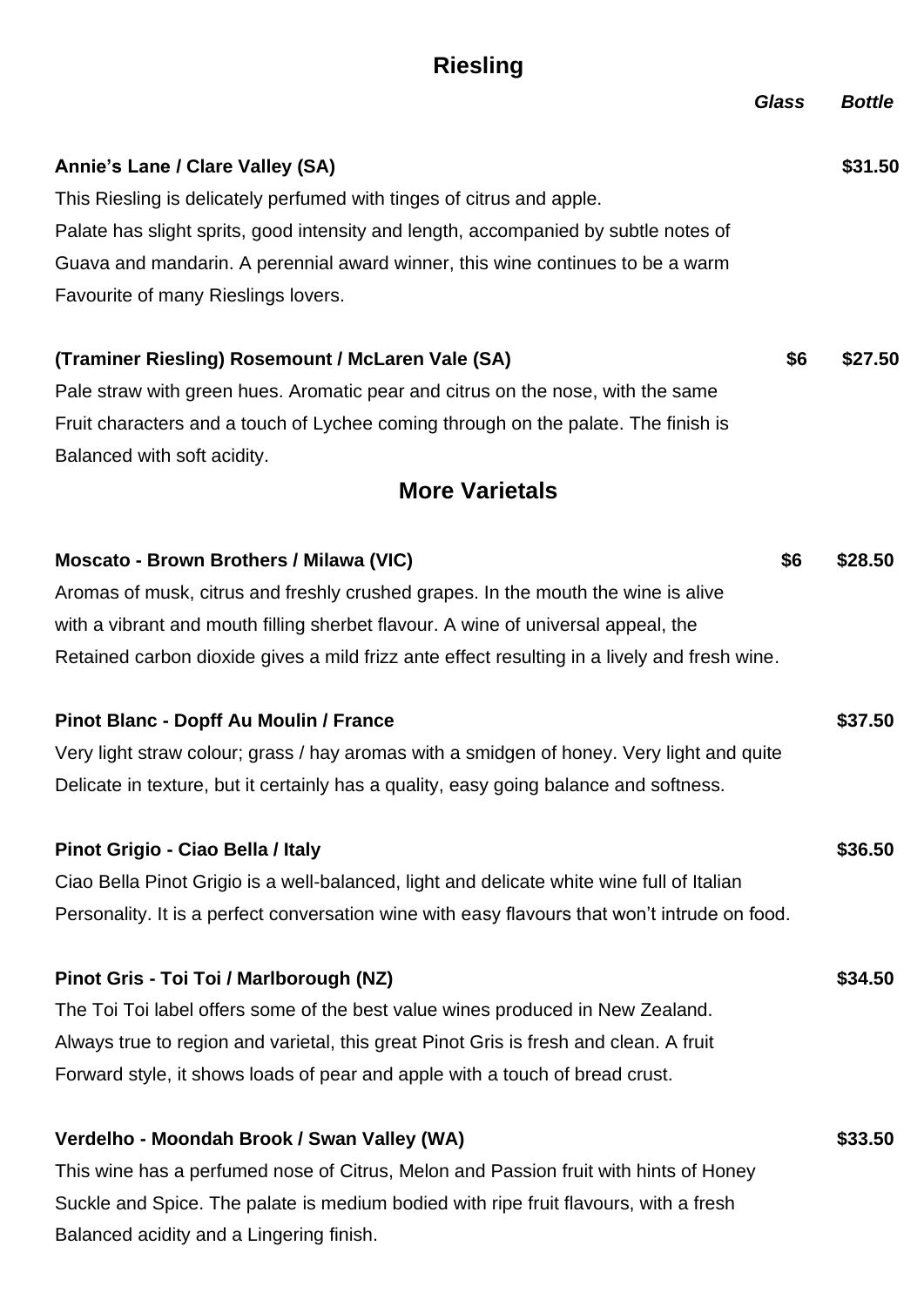## Riesling

| | *Glass* | *Bottle* |
|---|---|---|
| **Annie's Lane / Clare Valley (SA)** | | **$31.50** |

This Riesling is delicately perfumed with tinges of citrus and apple.
Palate has slight sprits, good intensity and length, accompanied by subtle notes of Guava and mandarin. A perennial award winner, this wine continues to be a warm Favourite of many Rieslings lovers.

| | | |
|---|---|---|
| **(Traminer Riesling) Rosemount / McLaren Vale (SA)** | **$6** | **$27.50** |

Pale straw with green hues. Aromatic pear and citrus on the nose, with the same Fruit characters and a touch of Lychee coming through on the palate. The finish is Balanced with soft acidity.

## More Varietals

| | | |
|---|---|---|
| **Moscato - Brown Brothers / Milawa (VIC)** | **$6** | **$28.50** |

Aromas of musk, citrus and freshly crushed grapes. In the mouth the wine is alive with a vibrant and mouth filling sherbet flavour. A wine of universal appeal, the Retained carbon dioxide gives a mild frizz ante effect resulting in a lively and fresh wine.

| | | |
|---|---|---|
| **Pinot Blanc - Dopff Au Moulin / France** | | **$37.50** |

Very light straw colour; grass / hay aromas with a smidgen of honey. Very light and quite Delicate in texture, but it certainly has a quality, easy going balance and softness.

| | | |
|---|---|---|
| **Pinot Grigio - Ciao Bella / Italy** | | **$36.50** |

Ciao Bella Pinot Grigio is a well-balanced, light and delicate white wine full of Italian Personality. It is a perfect conversation wine with easy flavours that won't intrude on food.

| | | |
|---|---|---|
| **Pinot Gris - Toi Toi / Marlborough (NZ)** | | **$34.50** |

The Toi Toi label offers some of the best value wines produced in New Zealand. Always true to region and varietal, this great Pinot Gris is fresh and clean. A fruit Forward style, it shows loads of pear and apple with a touch of bread crust.

| | | |
|---|---|---|
| **Verdelho - Moondah Brook / Swan Valley (WA)** | | **$33.50** |

This wine has a perfumed nose of Citrus, Melon and Passion fruit with hints of Honey Suckle and Spice. The palate is medium bodied with ripe fruit flavours, with a fresh Balanced acidity and a Lingering finish.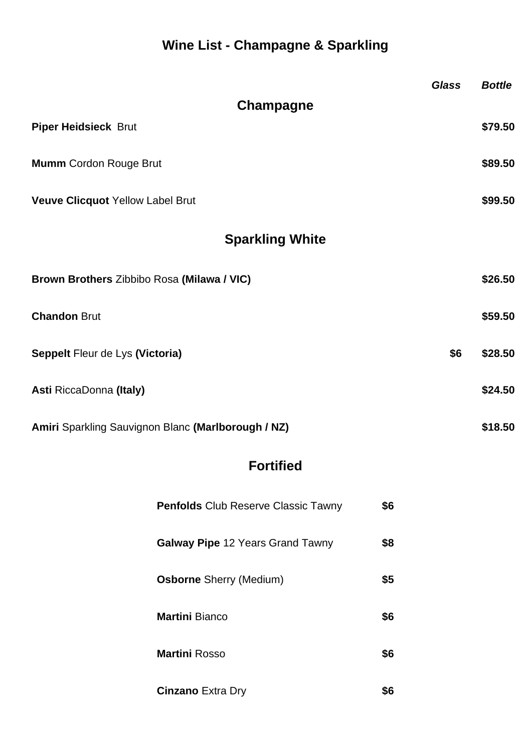# Wine List - Champagne & Sparkling

| | Glass | Bottle |
|---|---|---|
| **Champagne** | | |
| **Piper Heidsieck** Brut | | $79.50 |
| **Mumm** Cordon Rouge Brut | | $89.50 |
| **Veuve Clicquot** Yellow Label Brut | | $99.50 |
| **Sparkling White** | | |
| **Brown Brothers** Zibbibo Rosa **(Milawa / VIC)** | | $26.50 |
| **Chandon** Brut | | $59.50 |
| **Seppelt** Fleur de Lys **(Victoria)** | $6 | $28.50 |
| **Asti** RiccaDonna **(Italy)** | | $24.50 |
| **Amiri** Sparkling Sauvignon Blanc **(Marlborough / NZ)** | | $18.50 |

## Fortified

| | |
|---|---|
| **Penfolds** Club Reserve Classic Tawny | $6 |
| **Galway Pipe** 12 Years Grand Tawny | $8 |
| **Osborne** Sherry (Medium) | $5 |
| **Martini** Bianco | $6 |
| **Martini** Rosso | $6 |
| **Cinzano** Extra Dry | $6 |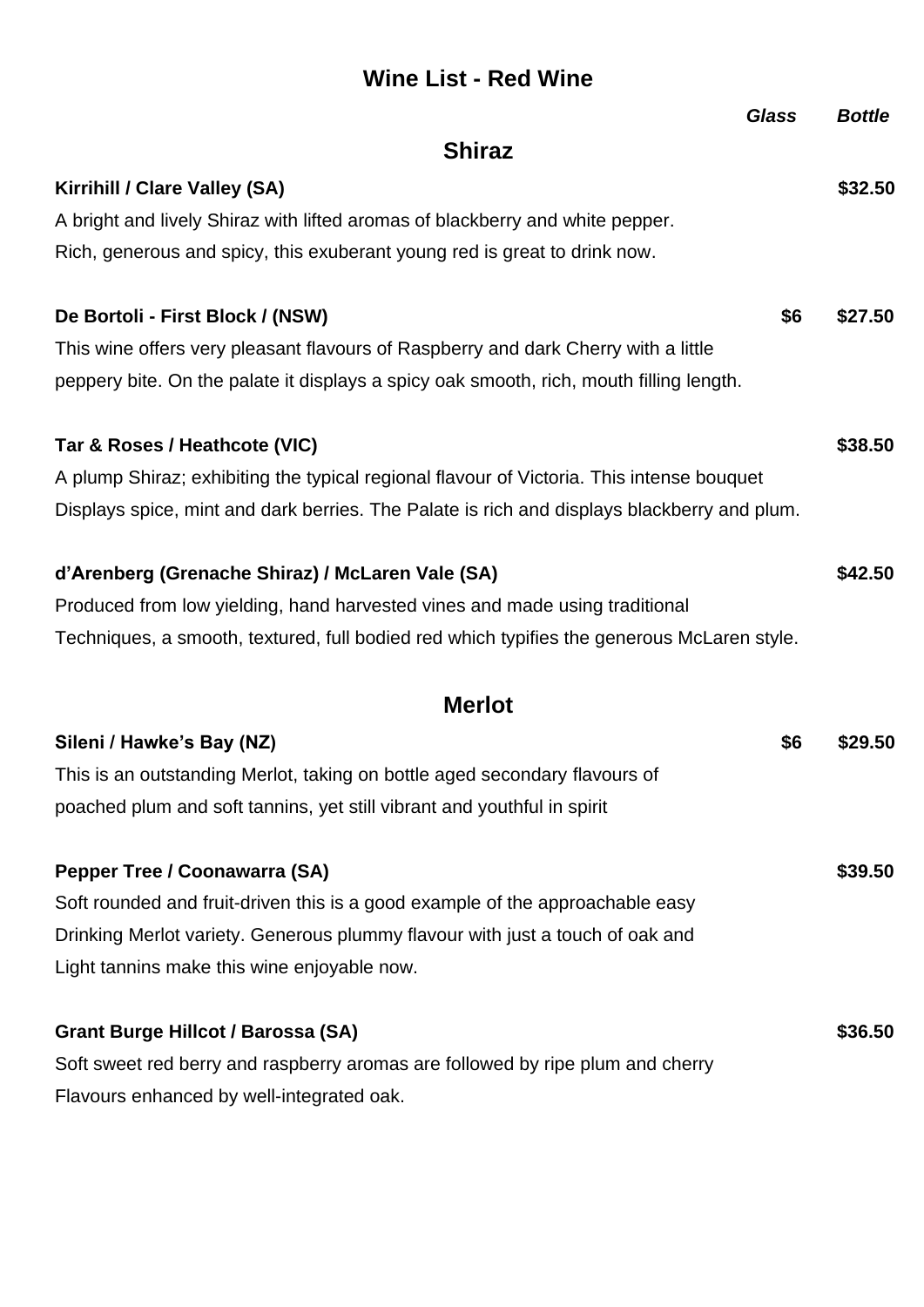# Wine List - Red Wine

| | *Glass* | *Bottle* |
|---|---|---|

## Shiraz

**Kirrihill / Clare Valley (SA)** — **$32.50**
A bright and lively Shiraz with lifted aromas of blackberry and white pepper.
Rich, generous and spicy, this exuberant young red is great to drink now.

**De Bortoli - First Block / (NSW)** — Glass **$6** — Bottle **$27.50**
This wine offers very pleasant flavours of Raspberry and dark Cherry with a little
peppery bite. On the palate it displays a spicy oak smooth, rich, mouth filling length.

**Tar & Roses / Heathcote (VIC)** — **$38.50**
A plump Shiraz; exhibiting the typical regional flavour of Victoria. This intense bouquet
Displays spice, mint and dark berries. The Palate is rich and displays blackberry and plum.

**d'Arenberg (Grenache Shiraz) / McLaren Vale (SA)** — **$42.50**
Produced from low yielding, hand harvested vines and made using traditional
Techniques, a smooth, textured, full bodied red which typifies the generous McLaren style.

## Merlot

**Sileni / Hawke's Bay (NZ)** — Glass **$6** — Bottle **$29.50**
This is an outstanding Merlot, taking on bottle aged secondary flavours of
poached plum and soft tannins, yet still vibrant and youthful in spirit

**Pepper Tree / Coonawarra (SA)** — **$39.50**
Soft rounded and fruit-driven this is a good example of the approachable easy
Drinking Merlot variety. Generous plummy flavour with just a touch of oak and
Light tannins make this wine enjoyable now.

**Grant Burge Hillcot / Barossa (SA)** — **$36.50**
Soft sweet red berry and raspberry aromas are followed by ripe plum and cherry
Flavours enhanced by well-integrated oak.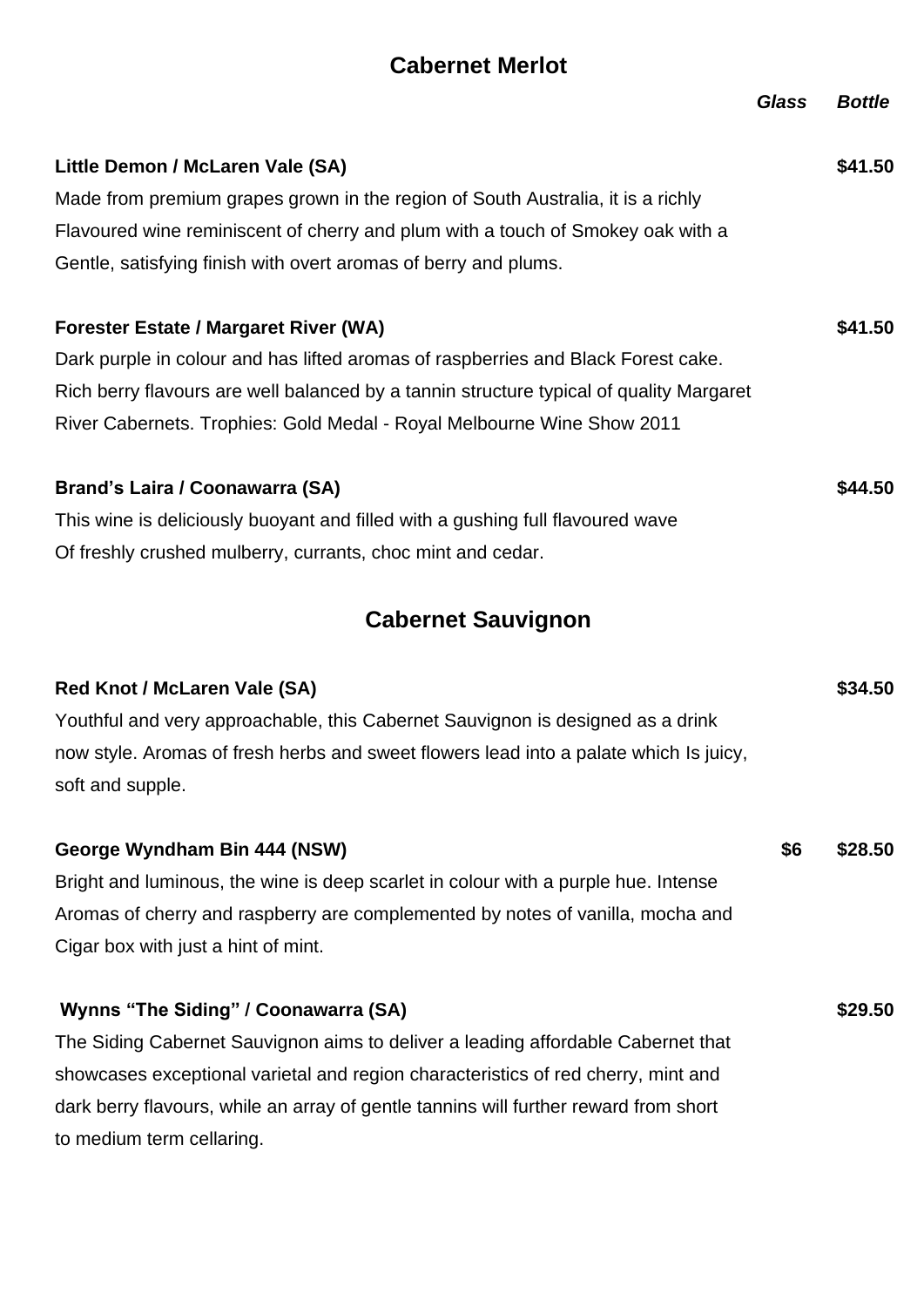## Cabernet Merlot

| | Glass | Bottle |
|---|---|---|
| **Little Demon / McLaren Vale (SA)** | | **$41.50** |
| **Forester Estate / Margaret River (WA)** | | **$41.50** |
| **Brand's Laira / Coonawarra (SA)** | | **$44.50** |

**Little Demon / McLaren Vale (SA)** — **$41.50**

Made from premium grapes grown in the region of South Australia, it is a richly Flavoured wine reminiscent of cherry and plum with a touch of Smokey oak with a Gentle, satisfying finish with overt aromas of berry and plums.

**Forester Estate / Margaret River (WA)** — **$41.50**

Dark purple in colour and has lifted aromas of raspberries and Black Forest cake. Rich berry flavours are well balanced by a tannin structure typical of quality Margaret River Cabernets. Trophies: Gold Medal - Royal Melbourne Wine Show 2011

**Brand's Laira / Coonawarra (SA)** — **$44.50**

This wine is deliciously buoyant and filled with a gushing full flavoured wave Of freshly crushed mulberry, currants, choc mint and cedar.

## Cabernet Sauvignon

**Red Knot / McLaren Vale (SA)** — **$34.50**

Youthful and very approachable, this Cabernet Sauvignon is designed as a drink now style. Aromas of fresh herbs and sweet flowers lead into a palate which Is juicy, soft and supple.

**George Wyndham Bin 444 (NSW)** — Glass **$6** — Bottle **$28.50**

Bright and luminous, the wine is deep scarlet in colour with a purple hue. Intense Aromas of cherry and raspberry are complemented by notes of vanilla, mocha and Cigar box with just a hint of mint.

**Wynns "The Siding" / Coonawarra (SA)** — **$29.50**

The Siding Cabernet Sauvignon aims to deliver a leading affordable Cabernet that showcases exceptional varietal and region characteristics of red cherry, mint and dark berry flavours, while an array of gentle tannins will further reward from short to medium term cellaring.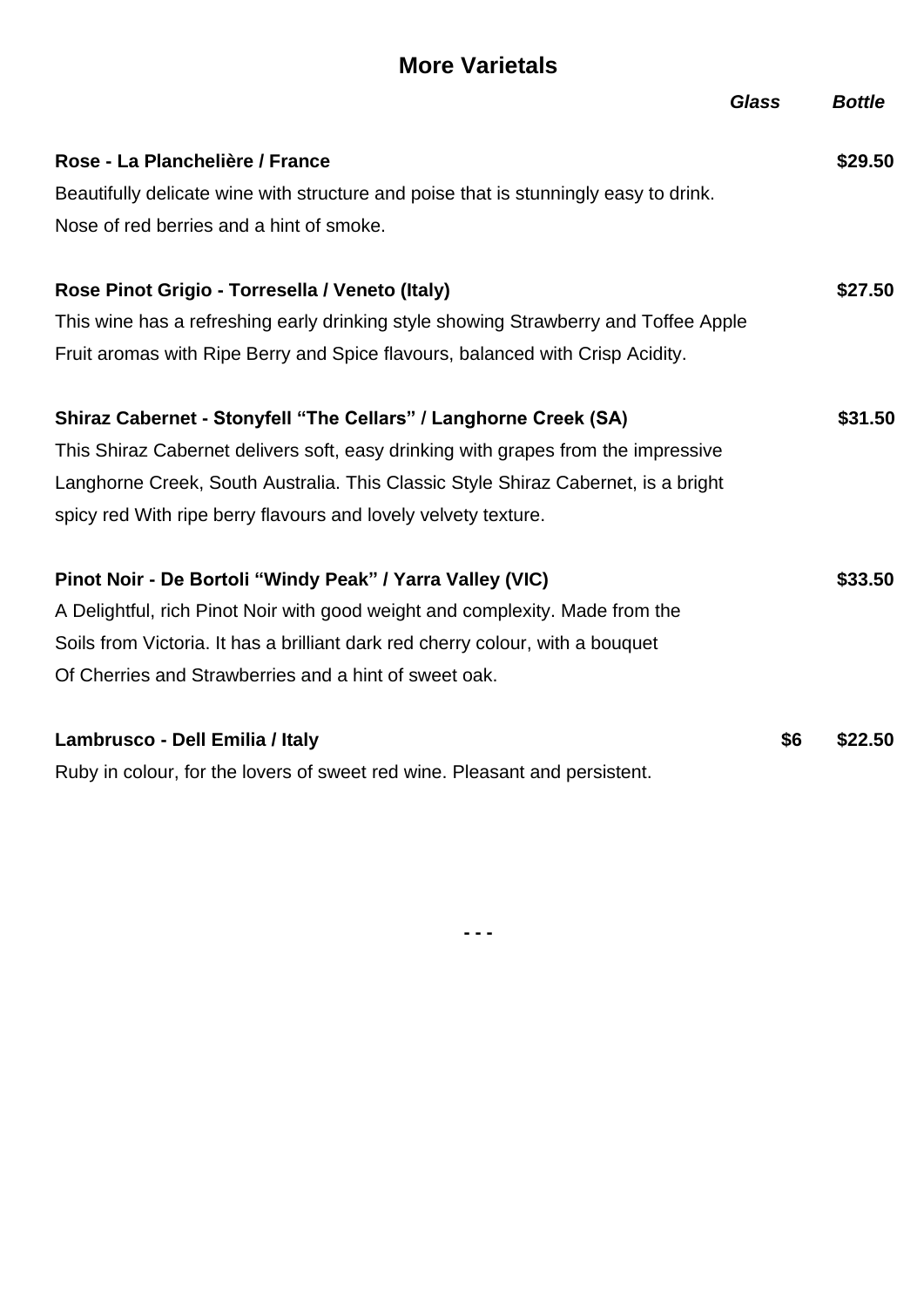## More Varietals

| | Glass | Bottle |
|---|---|---|
| **Rose - La Planchelière / France** | | **$29.50** |
| Beautifully delicate wine with structure and poise that is stunningly easy to drink. Nose of red berries and a hint of smoke. | | |
| **Rose Pinot Grigio - Torresella / Veneto (Italy)** | | **$27.50** |
| This wine has a refreshing early drinking style showing Strawberry and Toffee Apple Fruit aromas with Ripe Berry and Spice flavours, balanced with Crisp Acidity. | | |
| **Shiraz Cabernet - Stonyfell "The Cellars" / Langhorne Creek (SA)** | | **$31.50** |
| This Shiraz Cabernet delivers soft, easy drinking with grapes from the impressive Langhorne Creek, South Australia. This Classic Style Shiraz Cabernet, is a bright spicy red With ripe berry flavours and lovely velvety texture. | | |
| **Pinot Noir - De Bortoli "Windy Peak" / Yarra Valley (VIC)** | | **$33.50** |
| A Delightful, rich Pinot Noir with good weight and complexity. Made from the Soils from Victoria. It has a brilliant dark red cherry colour, with a bouquet Of Cherries and Strawberries and a hint of sweet oak. | | |
| **Lambrusco - Dell Emilia / Italy** | **$6** | **$22.50** |
| Ruby in colour, for the lovers of sweet red wine. Pleasant and persistent. | | |

---